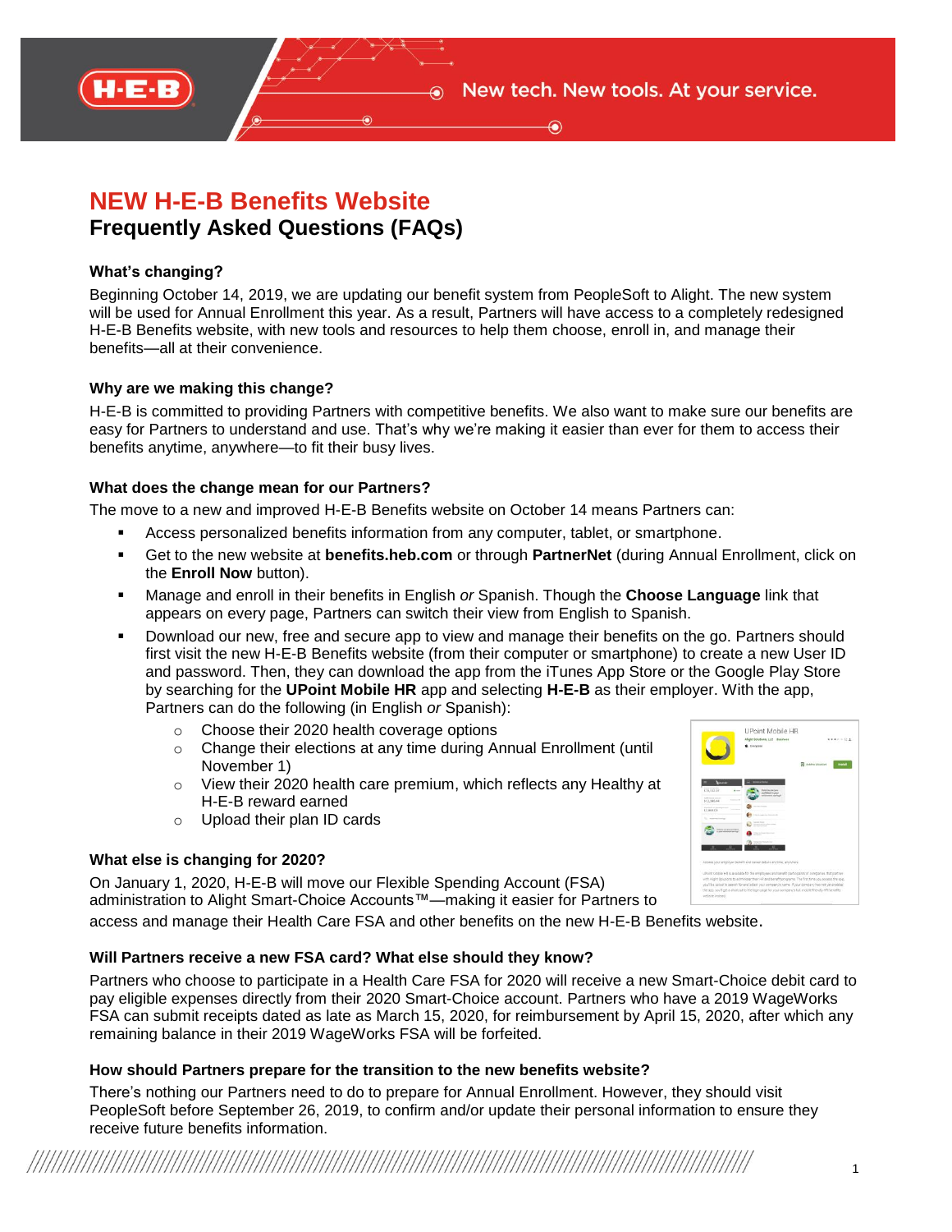New tech. New tools. At your service.

# NEW H-E-B Benefits Website

## Frequently Asked Questions (FAQs)

### What's changing?

Beginning October 14, 2019, we are updating our benefit system from PeopleSoft to Alight. The new system will be used for Annual Enrollment this year. As a result, Partners will have access to a completely redesigned H-E-B Benefits website, with new tools and resources to help them choose, enroll in, and manage their benefits—all at their convenience.

### Why are we making this change?

H-E-B is committed to providing Partners with competitive benefits. We also want to make sure our benefits are easy for Partners to understand and use. That's why we're making it easier than ever for them to access their benefits anytime, anywhere—to fit their busy lives.

### What does the change mean for our Partners?

The move to a new and improved H-E-B Benefits website on October 14 means Partners can:

- Access personalized benefits information from any computer, tablet, or smartphone.
- Get to the new website at **benefits.heb.com** or through **PartnerNet** (during Annual Enrollment, click on the **Enroll Now** button).
- Manage and enroll in their benefits in English *or* Spanish. Though the **Choose Language** link that appears on every page, Partners can switch their view from English to Spanish.
- Download our new, free and secure app to view and manage their benefits on the go. Partners should first visit the new H-E-B Benefits website (from their computer or smartphone) to create a new User ID and password. Then, they can download the app from the iTunes App Store or the Google Play Store by searching for the **UPoint Mobile HR** app and selecting **H-E-B** as their employer. With the app, Partners can do the following (in English *or* Spanish):
  - Choose their 2020 health coverage options
  - Change their elections at any time during Annual Enrollment (until November 1)
  - View their 2020 health care premium, which reflects any Healthy at H-E-B reward earned
  - Upload their plan ID cards

### What else is changing for 2020?

On January 1, 2020, H-E-B will move our Flexible Spending Account (FSA) administration to Alight Smart-Choice Accounts™—making it easier for Partners to access and manage their Health Care FSA and other benefits on the new H-E-B Benefits website.

### Will Partners receive a new FSA card? What else should they know?

Partners who choose to participate in a Health Care FSA for 2020 will receive a new Smart-Choice debit card to pay eligible expenses directly from their 2020 Smart-Choice account. Partners who have a 2019 WageWorks FSA can submit receipts dated as late as March 15, 2020, for reimbursement by April 15, 2020, after which any remaining balance in their 2019 WageWorks FSA will be forfeited.

### How should Partners prepare for the transition to the new benefits website?

There's nothing our Partners need to do to prepare for Annual Enrollment. However, they should visit PeopleSoft before September 26, 2019, to confirm and/or update their personal information to ensure they receive future benefits information.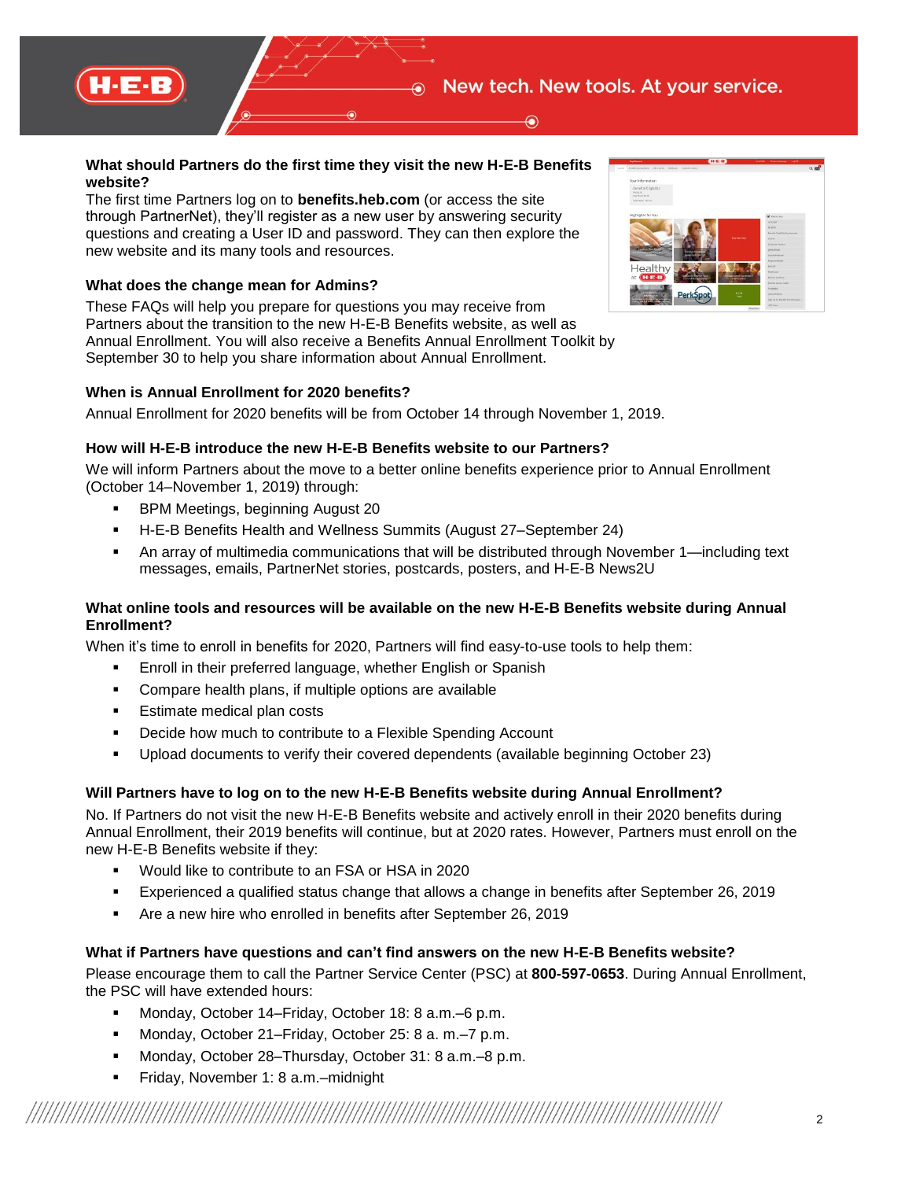**What should Partners do the first time they visit the new H-E-B Benefits website?**

The first time Partners log on to **benefits.heb.com** (or access the site through PartnerNet), they'll register as a new user by answering security questions and creating a User ID and password. They can then explore the new website and its many tools and resources.

**What does the change mean for Admins?**

These FAQs will help you prepare for questions you may receive from Partners about the transition to the new H-E-B Benefits website, as well as Annual Enrollment. You will also receive a Benefits Annual Enrollment Toolkit by September 30 to help you share information about Annual Enrollment.

**When is Annual Enrollment for 2020 benefits?**

Annual Enrollment for 2020 benefits will be from October 14 through November 1, 2019.

**How will H-E-B introduce the new H-E-B Benefits website to our Partners?**

We will inform Partners about the move to a better online benefits experience prior to Annual Enrollment (October 14–November 1, 2019) through:

- BPM Meetings, beginning August 20
- H-E-B Benefits Health and Wellness Summits (August 27–September 24)
- An array of multimedia communications that will be distributed through November 1—including text messages, emails, PartnerNet stories, postcards, posters, and H-E-B News2U

**What online tools and resources will be available on the new H-E-B Benefits website during Annual Enrollment?**

When it's time to enroll in benefits for 2020, Partners will find easy-to-use tools to help them:

- Enroll in their preferred language, whether English or Spanish
- Compare health plans, if multiple options are available
- Estimate medical plan costs
- Decide how much to contribute to a Flexible Spending Account
- Upload documents to verify their covered dependents (available beginning October 23)

**Will Partners have to log on to the new H-E-B Benefits website during Annual Enrollment?**

No. If Partners do not visit the new H-E-B Benefits website and actively enroll in their 2020 benefits during Annual Enrollment, their 2019 benefits will continue, but at 2020 rates. However, Partners must enroll on the new H-E-B Benefits website if they:

- Would like to contribute to an FSA or HSA in 2020
- Experienced a qualified status change that allows a change in benefits after September 26, 2019
- Are a new hire who enrolled in benefits after September 26, 2019

**What if Partners have questions and can't find answers on the new H-E-B Benefits website?**

Please encourage them to call the Partner Service Center (PSC) at **800-597-0653**. During Annual Enrollment, the PSC will have extended hours:

- Monday, October 14–Friday, October 18: 8 a.m.–6 p.m.
- Monday, October 21–Friday, October 25: 8 a. m.–7 p.m.
- Monday, October 28–Thursday, October 31: 8 a.m.–8 p.m.
- Friday, November 1: 8 a.m.–midnight